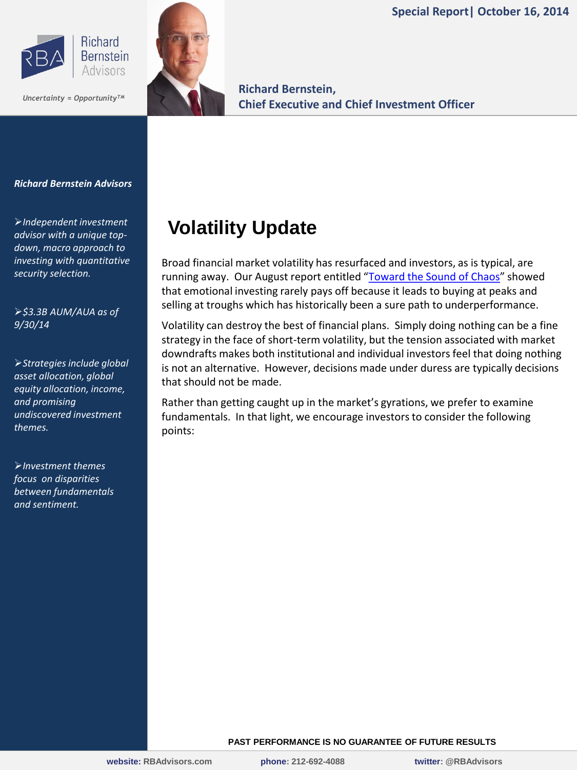Special Report| October 16, 2014

Richard Bernstein Advisors

*Uncertainty = Opportunity™*

**Richard Bernstein,**
**Chief Executive and Chief Investment Officer**

***Richard Bernstein Advisors***

- *Independent investment advisor with a unique top-down, macro approach to investing with quantitative security selection.*
- *$3.3B AUM/AUA as of 9/30/14*
- *Strategies include global asset allocation, global equity allocation, income, and promising undiscovered investment themes.*
- *Investment themes focus on disparities between fundamentals and sentiment.*

# Volatility Update

Broad financial market volatility has resurfaced and investors, as is typical, are running away. Our August report entitled "Toward the Sound of Chaos" showed that emotional investing rarely pays off because it leads to buying at peaks and selling at troughs which has historically been a sure path to underperformance.

Volatility can destroy the best of financial plans. Simply doing nothing can be a fine strategy in the face of short-term volatility, but the tension associated with market downdrafts makes both institutional and individual investors feel that doing nothing is not an alternative. However, decisions made under duress are typically decisions that should not be made.

Rather than getting caught up in the market's gyrations, we prefer to examine fundamentals. In that light, we encourage investors to consider the following points:

PAST PERFORMANCE IS NO GUARANTEE OF FUTURE RESULTS

website: RBAdvisors.com phone: 212-692-4088 twitter: @RBAdvisors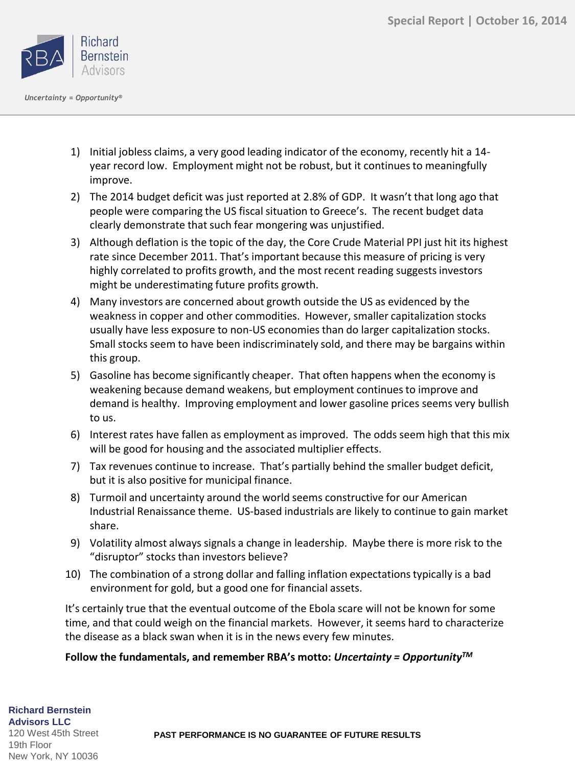1) Initial jobless claims, a very good leading indicator of the economy, recently hit a 14-year record low. Employment might not be robust, but it continues to meaningfully improve.
2) The 2014 budget deficit was just reported at 2.8% of GDP. It wasn't that long ago that people were comparing the US fiscal situation to Greece's. The recent budget data clearly demonstrate that such fear mongering was unjustified.
3) Although deflation is the topic of the day, the Core Crude Material PPI just hit its highest rate since December 2011. That's important because this measure of pricing is very highly correlated to profits growth, and the most recent reading suggests investors might be underestimating future profits growth.
4) Many investors are concerned about growth outside the US as evidenced by the weakness in copper and other commodities. However, smaller capitalization stocks usually have less exposure to non-US economies than do larger capitalization stocks. Small stocks seem to have been indiscriminately sold, and there may be bargains within this group.
5) Gasoline has become significantly cheaper. That often happens when the economy is weakening because demand weakens, but employment continues to improve and demand is healthy. Improving employment and lower gasoline prices seems very bullish to us.
6) Interest rates have fallen as employment as improved. The odds seem high that this mix will be good for housing and the associated multiplier effects.
7) Tax revenues continue to increase. That's partially behind the smaller budget deficit, but it is also positive for municipal finance.
8) Turmoil and uncertainty around the world seems constructive for our American Industrial Renaissance theme. US-based industrials are likely to continue to gain market share.
9) Volatility almost always signals a change in leadership. Maybe there is more risk to the "disruptor" stocks than investors believe?
10) The combination of a strong dollar and falling inflation expectations typically is a bad environment for gold, but a good one for financial assets.

It's certainly true that the eventual outcome of the Ebola scare will not be known for some time, and that could weigh on the financial markets. However, it seems hard to characterize the disease as a black swan when it is in the news every few minutes.

**Follow the fundamentals, and remember RBA's motto: *Uncertainty = Opportunity*™**

**Richard Bernstein Advisors LLC**
120 West 45th Street
19th Floor
New York, NY 10036

PAST PERFORMANCE IS NO GUARANTEE OF FUTURE RESULTS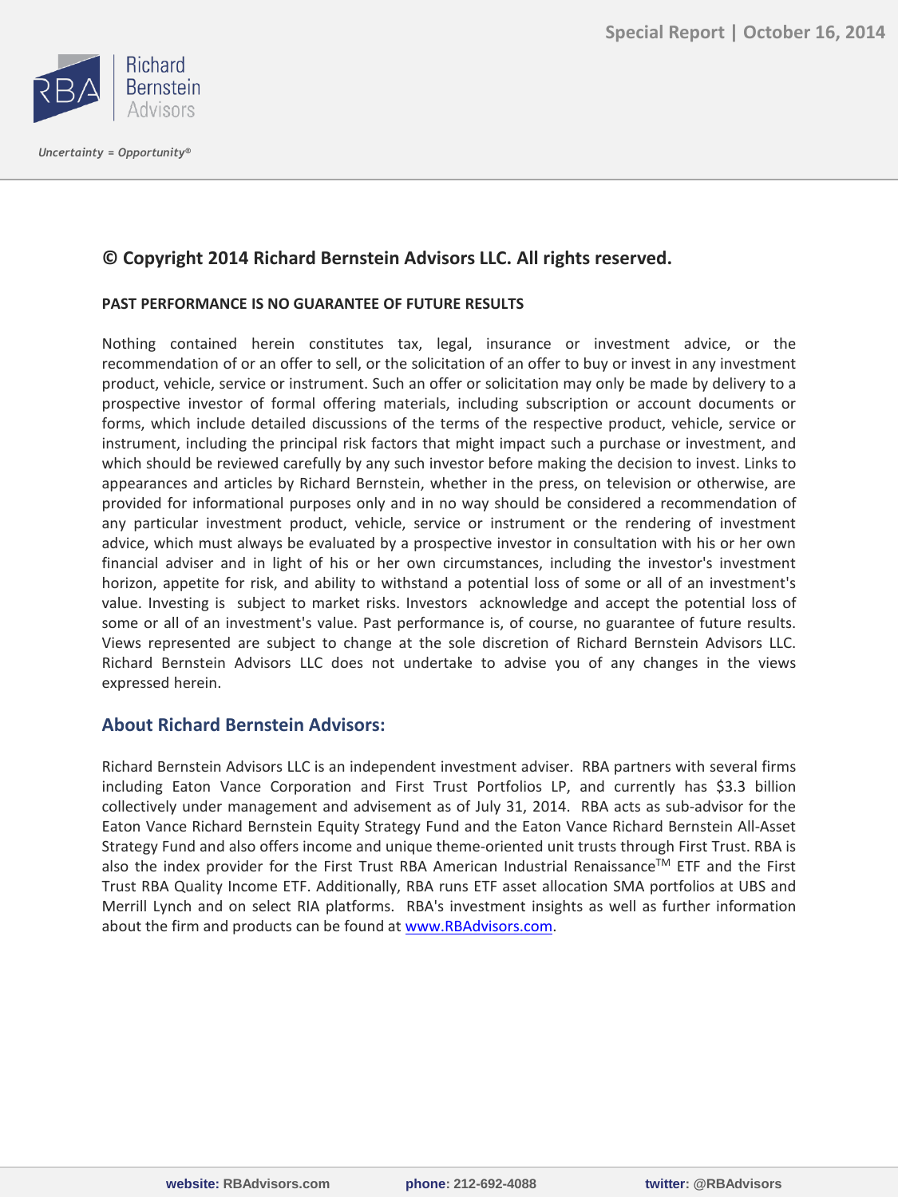## © Copyright 2014 Richard Bernstein Advisors LLC. All rights reserved.

**PAST PERFORMANCE IS NO GUARANTEE OF FUTURE RESULTS**

Nothing contained herein constitutes tax, legal, insurance or investment advice, or the recommendation of or an offer to sell, or the solicitation of an offer to buy or invest in any investment product, vehicle, service or instrument. Such an offer or solicitation may only be made by delivery to a prospective investor of formal offering materials, including subscription or account documents or forms, which include detailed discussions of the terms of the respective product, vehicle, service or instrument, including the principal risk factors that might impact such a purchase or investment, and which should be reviewed carefully by any such investor before making the decision to invest. Links to appearances and articles by Richard Bernstein, whether in the press, on television or otherwise, are provided for informational purposes only and in no way should be considered a recommendation of any particular investment product, vehicle, service or instrument or the rendering of investment advice, which must always be evaluated by a prospective investor in consultation with his or her own financial adviser and in light of his or her own circumstances, including the investor's investment horizon, appetite for risk, and ability to withstand a potential loss of some or all of an investment's value. Investing is subject to market risks. Investors acknowledge and accept the potential loss of some or all of an investment's value. Past performance is, of course, no guarantee of future results. Views represented are subject to change at the sole discretion of Richard Bernstein Advisors LLC. Richard Bernstein Advisors LLC does not undertake to advise you of any changes in the views expressed herein.

### About Richard Bernstein Advisors:

Richard Bernstein Advisors LLC is an independent investment adviser. RBA partners with several firms including Eaton Vance Corporation and First Trust Portfolios LP, and currently has $3.3 billion collectively under management and advisement as of July 31, 2014. RBA acts as sub-advisor for the Eaton Vance Richard Bernstein Equity Strategy Fund and the Eaton Vance Richard Bernstein All-Asset Strategy Fund and also offers income and unique theme-oriented unit trusts through First Trust. RBA is also the index provider for the First Trust RBA American Industrial Renaissance™ ETF and the First Trust RBA Quality Income ETF. Additionally, RBA runs ETF asset allocation SMA portfolios at UBS and Merrill Lynch and on select RIA platforms. RBA's investment insights as well as further information about the firm and products can be found at [www.RBAdvisors.com](http://www.RBAdvisors.com).